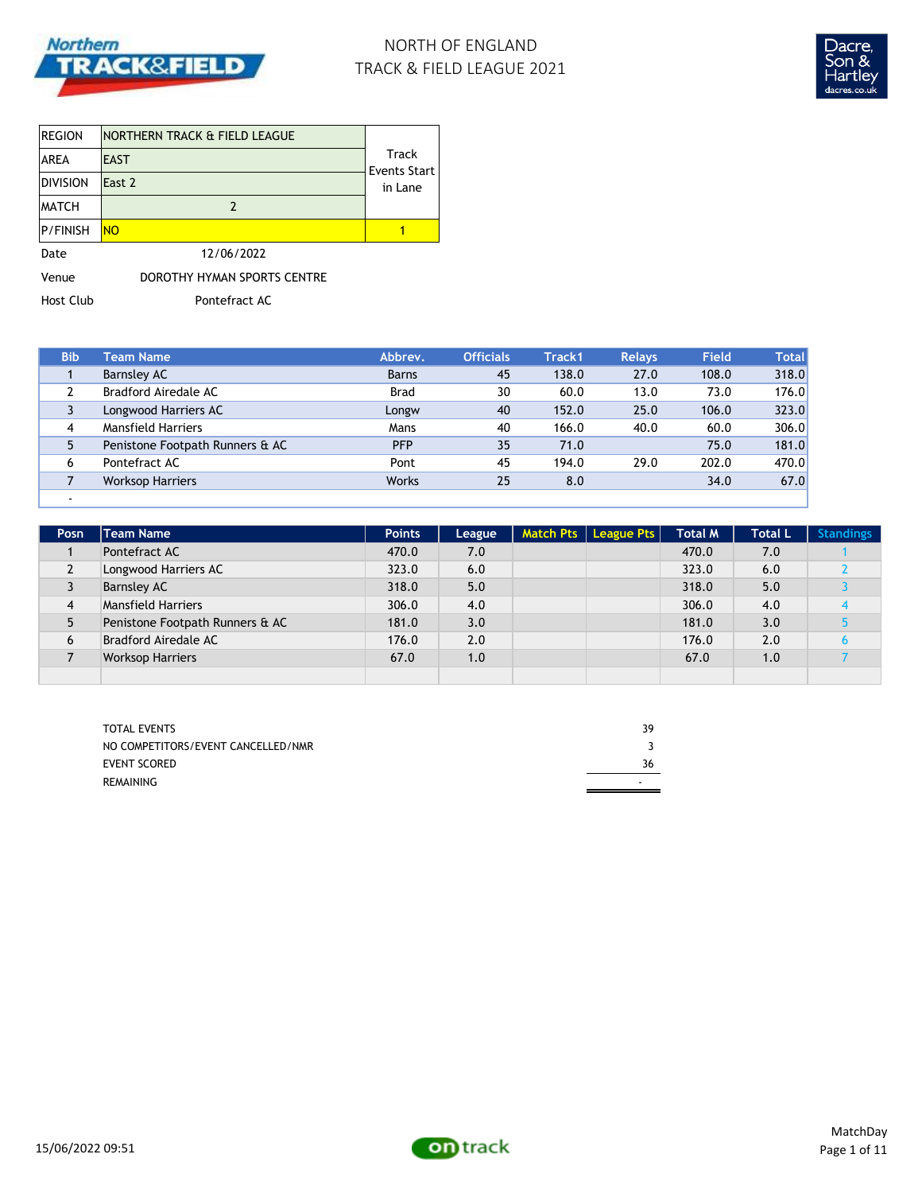# NORTH OF ENGLAND
# TRACK & FIELD LEAGUE 2021

| | | |
|---|---|---|
| REGION | NORTHERN TRACK & FIELD LEAGUE | Track Events Start in Lane |
| AREA | EAST | |
| DIVISION | East 2 | |
| MATCH | 2 | |
| P/FINISH | NO | 1 |

Date 12/06/2022

Venue DOROTHY HYMAN SPORTS CENTRE

Host Club Pontefract AC

| Bib | Team Name | Abbrev. | Officials | Track1 | Relays | Field | Total |
|---|---|---|---|---|---|---|---|
| 1 | Barnsley AC | Barns | 45 | 138.0 | 27.0 | 108.0 | 318.0 |
| 2 | Bradford Airedale AC | Brad | 30 | 60.0 | 13.0 | 73.0 | 176.0 |
| 3 | Longwood Harriers AC | Longw | 40 | 152.0 | 25.0 | 106.0 | 323.0 |
| 4 | Mansfield Harriers | Mans | 40 | 166.0 | 40.0 | 60.0 | 306.0 |
| 5 | Penistone Footpath Runners & AC | PFP | 35 | 71.0 | | 75.0 | 181.0 |
| 6 | Pontefract AC | Pont | 45 | 194.0 | 29.0 | 202.0 | 470.0 |
| 7 | Worksop Harriers | Works | 25 | 8.0 | | 34.0 | 67.0 |
| - | | | | | | | |

| Posn | Team Name | Points | League | Match Pts | League Pts | Total M | Total L | Standings |
|---|---|---|---|---|---|---|---|---|
| 1 | Pontefract AC | 470.0 | 7.0 | | | 470.0 | 7.0 | 1 |
| 2 | Longwood Harriers AC | 323.0 | 6.0 | | | 323.0 | 6.0 | 2 |
| 3 | Barnsley AC | 318.0 | 5.0 | | | 318.0 | 5.0 | 3 |
| 4 | Mansfield Harriers | 306.0 | 4.0 | | | 306.0 | 4.0 | 4 |
| 5 | Penistone Footpath Runners & AC | 181.0 | 3.0 | | | 181.0 | 3.0 | 5 |
| 6 | Bradford Airedale AC | 176.0 | 2.0 | | | 176.0 | 2.0 | 6 |
| 7 | Worksop Harriers | 67.0 | 1.0 | | | 67.0 | 1.0 | 7 |

| | |
|---|---|
| TOTAL EVENTS | 39 |
| NO COMPETITORS/EVENT CANCELLED/NMR | 3 |
| EVENT SCORED | 36 |
| REMAINING | - |

15/06/2022 09:51

MatchDay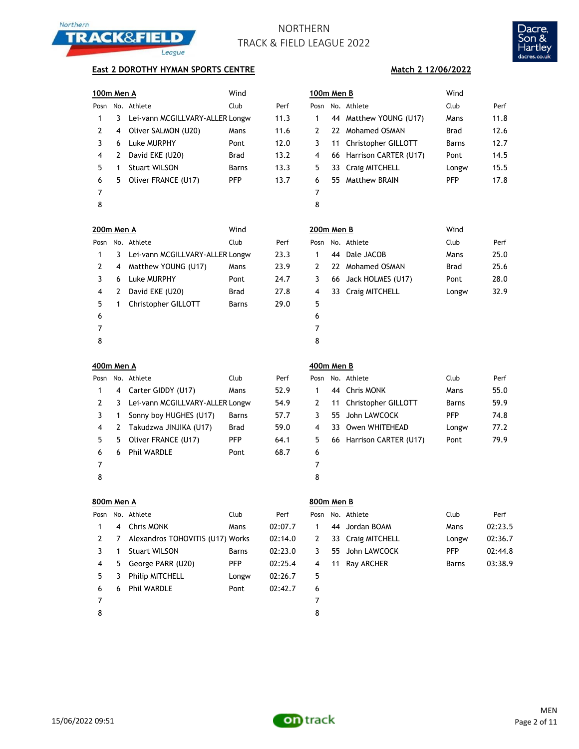# NORTHERN TRACK & FIELD LEAGUE 2022

**East 2 DOROTHY HYMAN SPORTS CENTRE** — **Match 2 12/06/2022**

### 100m Men A

Wind

| Posn | No. | Athlete | Club | Perf |
|---|---|---|---|---|
| 1 | 3 | Lei-vann MCGILLVARY-ALLER | Longw | 11.3 |
| 2 | 4 | Oliver SALMON (U20) | Mans | 11.6 |
| 3 | 6 | Luke MURPHY | Pont | 12.0 |
| 4 | 2 | David EKE (U20) | Brad | 13.2 |
| 5 | 1 | Stuart WILSON | Barns | 13.3 |
| 6 | 5 | Oliver FRANCE (U17) | PFP | 13.7 |
| 7 | | | | |
| 8 | | | | |

### 100m Men B

Wind

| Posn | No. | Athlete | Club | Perf |
|---|---|---|---|---|
| 1 | 44 | Matthew YOUNG (U17) | Mans | 11.8 |
| 2 | 22 | Mohamed OSMAN | Brad | 12.6 |
| 3 | 11 | Christopher GILLOTT | Barns | 12.7 |
| 4 | 66 | Harrison CARTER (U17) | Pont | 14.5 |
| 5 | 33 | Craig MITCHELL | Longw | 15.5 |
| 6 | 55 | Matthew BRAIN | PFP | 17.8 |
| 7 | | | | |
| 8 | | | | |

### 200m Men A

Wind

| Posn | No. | Athlete | Club | Perf |
|---|---|---|---|---|
| 1 | 3 | Lei-vann MCGILLVARY-ALLER | Longw | 23.3 |
| 2 | 4 | Matthew YOUNG (U17) | Mans | 23.9 |
| 3 | 6 | Luke MURPHY | Pont | 24.7 |
| 4 | 2 | David EKE (U20) | Brad | 27.8 |
| 5 | 1 | Christopher GILLOTT | Barns | 29.0 |
| 6 | | | | |
| 7 | | | | |
| 8 | | | | |

### 200m Men B

Wind

| Posn | No. | Athlete | Club | Perf |
|---|---|---|---|---|
| 1 | 44 | Dale JACOB | Mans | 25.0 |
| 2 | 22 | Mohamed OSMAN | Brad | 25.6 |
| 3 | 66 | Jack HOLMES (U17) | Pont | 28.0 |
| 4 | 33 | Craig MITCHELL | Longw | 32.9 |
| 5 | | | | |
| 6 | | | | |
| 7 | | | | |
| 8 | | | | |

### 400m Men A

| Posn | No. | Athlete | Club | Perf |
|---|---|---|---|---|
| 1 | 4 | Carter GIDDY (U17) | Mans | 52.9 |
| 2 | 3 | Lei-vann MCGILLVARY-ALLER | Longw | 54.9 |
| 3 | 1 | Sonny boy HUGHES (U17) | Barns | 57.7 |
| 4 | 2 | Takudzwa JINJIKA (U17) | Brad | 59.0 |
| 5 | 5 | Oliver FRANCE (U17) | PFP | 64.1 |
| 6 | 6 | Phil WARDLE | Pont | 68.7 |
| 7 | | | | |
| 8 | | | | |

### 400m Men B

| Posn | No. | Athlete | Club | Perf |
|---|---|---|---|---|
| 1 | 44 | Chris MONK | Mans | 55.0 |
| 2 | 11 | Christopher GILLOTT | Barns | 59.9 |
| 3 | 55 | John LAWCOCK | PFP | 74.8 |
| 4 | 33 | Owen WHITEHEAD | Longw | 77.2 |
| 5 | 66 | Harrison CARTER (U17) | Pont | 79.9 |
| 6 | | | | |
| 7 | | | | |
| 8 | | | | |

### 800m Men A

| Posn | No. | Athlete | Club | Perf |
|---|---|---|---|---|
| 1 | 4 | Chris MONK | Mans | 02:07.7 |
| 2 | 7 | Alexandros TOHOVITIS (U17) | Works | 02:14.0 |
| 3 | 1 | Stuart WILSON | Barns | 02:23.0 |
| 4 | 5 | George PARR (U20) | PFP | 02:25.4 |
| 5 | 3 | Philip MITCHELL | Longw | 02:26.7 |
| 6 | 6 | Phil WARDLE | Pont | 02:42.7 |
| 7 | | | | |
| 8 | | | | |

### 800m Men B

| Posn | No. | Athlete | Club | Perf |
|---|---|---|---|---|
| 1 | 44 | Jordan BOAM | Mans | 02:23.5 |
| 2 | 33 | Craig MITCHELL | Longw | 02:36.7 |
| 3 | 55 | John LAWCOCK | PFP | 02:44.8 |
| 4 | 11 | Ray ARCHER | Barns | 03:38.9 |
| 5 | | | | |
| 6 | | | | |
| 7 | | | | |
| 8 | | | | |

15/06/2022 09:51

MEN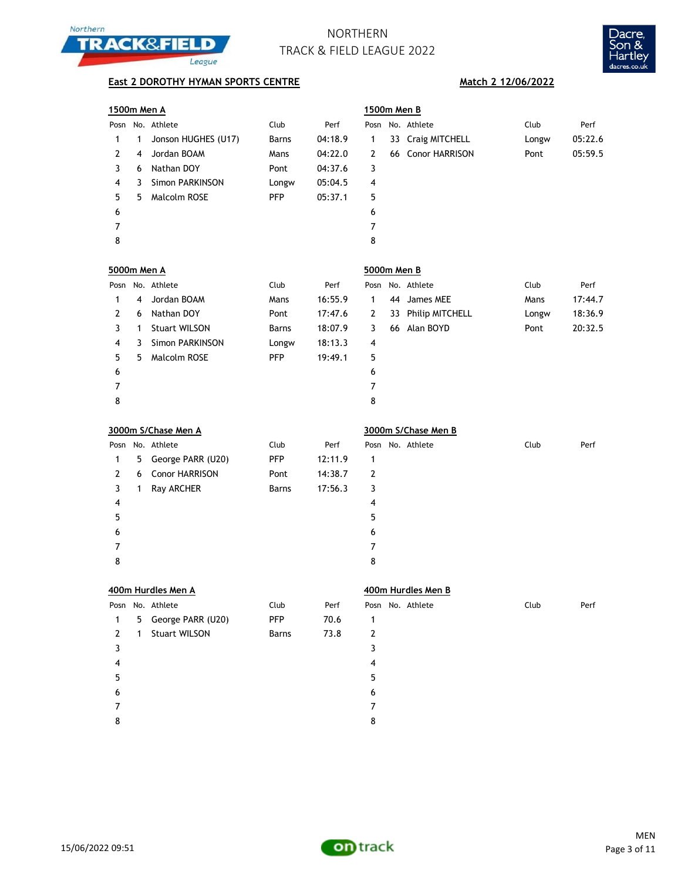# NORTHERN TRACK & FIELD LEAGUE 2022

**East 2 DOROTHY HYMAN SPORTS CENTRE** — **Match 2 12/06/2022**

### 1500m Men A

| Posn | No. | Athlete | Club | Perf |
|---|---|---|---|---|
| 1 | 1 | Jonson HUGHES (U17) | Barns | 04:18.9 |
| 2 | 4 | Jordan BOAM | Mans | 04:22.0 |
| 3 | 6 | Nathan DOY | Pont | 04:37.6 |
| 4 | 3 | Simon PARKINSON | Longw | 05:04.5 |
| 5 | 5 | Malcolm ROSE | PFP | 05:37.1 |
| 6 | | | | |
| 7 | | | | |
| 8 | | | | |

### 1500m Men B

| Posn | No. | Athlete | Club | Perf |
|---|---|---|---|---|
| 1 | 33 | Craig MITCHELL | Longw | 05:22.6 |
| 2 | 66 | Conor HARRISON | Pont | 05:59.5 |
| 3 | | | | |
| 4 | | | | |
| 5 | | | | |
| 6 | | | | |
| 7 | | | | |
| 8 | | | | |

### 5000m Men A

| Posn | No. | Athlete | Club | Perf |
|---|---|---|---|---|
| 1 | 4 | Jordan BOAM | Mans | 16:55.9 |
| 2 | 6 | Nathan DOY | Pont | 17:47.6 |
| 3 | 1 | Stuart WILSON | Barns | 18:07.9 |
| 4 | 3 | Simon PARKINSON | Longw | 18:13.3 |
| 5 | 5 | Malcolm ROSE | PFP | 19:49.1 |
| 6 | | | | |
| 7 | | | | |
| 8 | | | | |

### 5000m Men B

| Posn | No. | Athlete | Club | Perf |
|---|---|---|---|---|
| 1 | 44 | James MEE | Mans | 17:44.7 |
| 2 | 33 | Philip MITCHELL | Longw | 18:36.9 |
| 3 | 66 | Alan BOYD | Pont | 20:32.5 |
| 4 | | | | |
| 5 | | | | |
| 6 | | | | |
| 7 | | | | |
| 8 | | | | |

### 3000m S/Chase Men A

| Posn | No. | Athlete | Club | Perf |
|---|---|---|---|---|
| 1 | 5 | George PARR (U20) | PFP | 12:11.9 |
| 2 | 6 | Conor HARRISON | Pont | 14:38.7 |
| 3 | 1 | Ray ARCHER | Barns | 17:56.3 |
| 4 | | | | |
| 5 | | | | |
| 6 | | | | |
| 7 | | | | |
| 8 | | | | |

### 3000m S/Chase Men B

| Posn | No. | Athlete | Club | Perf |
|---|---|---|---|---|
| 1 | | | | |
| 2 | | | | |
| 3 | | | | |
| 4 | | | | |
| 5 | | | | |
| 6 | | | | |
| 7 | | | | |
| 8 | | | | |

### 400m Hurdles Men A

| Posn | No. | Athlete | Club | Perf |
|---|---|---|---|---|
| 1 | 5 | George PARR (U20) | PFP | 70.6 |
| 2 | 1 | Stuart WILSON | Barns | 73.8 |
| 3 | | | | |
| 4 | | | | |
| 5 | | | | |
| 6 | | | | |
| 7 | | | | |
| 8 | | | | |

### 400m Hurdles Men B

| Posn | No. | Athlete | Club | Perf |
|---|---|---|---|---|
| 1 | | | | |
| 2 | | | | |
| 3 | | | | |
| 4 | | | | |
| 5 | | | | |
| 6 | | | | |
| 7 | | | | |
| 8 | | | | |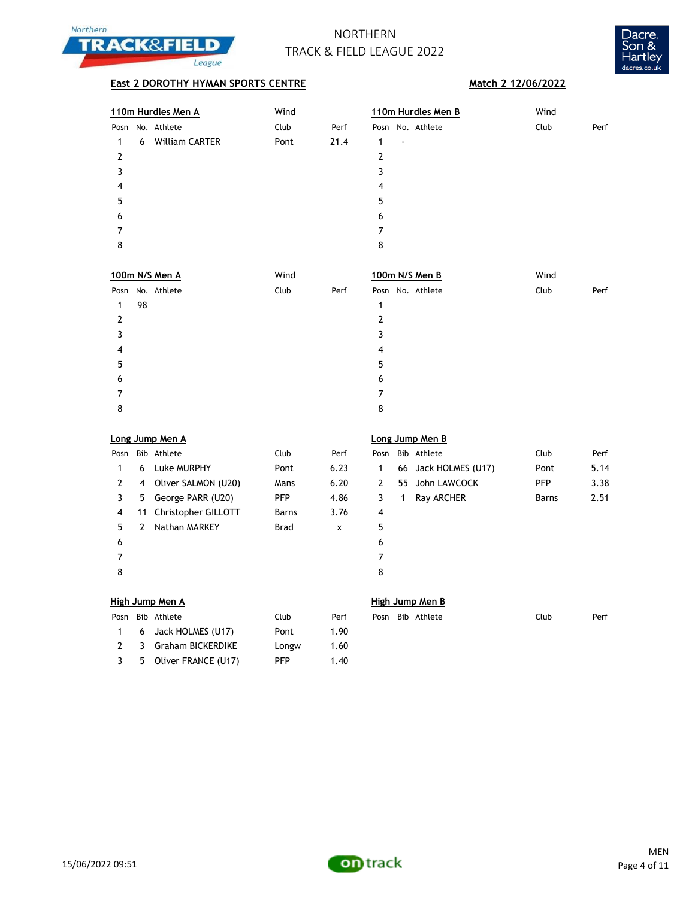# NORTHERN TRACK & FIELD LEAGUE 2022

**East 2 DOROTHY HYMAN SPORTS CENTRE** — **Match 2 12/06/2022**

### 110m Hurdles Men A

Wind

| Posn | No. | Athlete | Club | Perf |
|---|---|---|---|---|
| 1 | 6 | William CARTER | Pont | 21.4 |
| 2 | | | | |
| 3 | | | | |
| 4 | | | | |
| 5 | | | | |
| 6 | | | | |
| 7 | | | | |
| 8 | | | | |

### 110m Hurdles Men B

Wind

| Posn | No. | Athlete | Club | Perf |
|---|---|---|---|---|
| 1 | - | | | |
| 2 | | | | |
| 3 | | | | |
| 4 | | | | |
| 5 | | | | |
| 6 | | | | |
| 7 | | | | |
| 8 | | | | |

### 100m N/S Men A

Wind

| Posn | No. | Athlete | Club | Perf |
|---|---|---|---|---|
| 1 | 98 | | | |
| 2 | | | | |
| 3 | | | | |
| 4 | | | | |
| 5 | | | | |
| 6 | | | | |
| 7 | | | | |
| 8 | | | | |

### 100m N/S Men B

Wind

| Posn | No. | Athlete | Club | Perf |
|---|---|---|---|---|
| 1 | | | | |
| 2 | | | | |
| 3 | | | | |
| 4 | | | | |
| 5 | | | | |
| 6 | | | | |
| 7 | | | | |
| 8 | | | | |

### Long Jump Men A

| Posn | Bib | Athlete | Club | Perf |
|---|---|---|---|---|
| 1 | 6 | Luke MURPHY | Pont | 6.23 |
| 2 | 4 | Oliver SALMON (U20) | Mans | 6.20 |
| 3 | 5 | George PARR (U20) | PFP | 4.86 |
| 4 | 11 | Christopher GILLOTT | Barns | 3.76 |
| 5 | 2 | Nathan MARKEY | Brad | x |
| 6 | | | | |
| 7 | | | | |
| 8 | | | | |

### Long Jump Men B

| Posn | Bib | Athlete | Club | Perf |
|---|---|---|---|---|
| 1 | 66 | Jack HOLMES (U17) | Pont | 5.14 |
| 2 | 55 | John LAWCOCK | PFP | 3.38 |
| 3 | 1 | Ray ARCHER | Barns | 2.51 |
| 4 | | | | |
| 5 | | | | |
| 6 | | | | |
| 7 | | | | |
| 8 | | | | |

### High Jump Men A

| Posn | Bib | Athlete | Club | Perf |
|---|---|---|---|---|
| 1 | 6 | Jack HOLMES (U17) | Pont | 1.90 |
| 2 | 3 | Graham BICKERDIKE | Longw | 1.60 |
| 3 | 5 | Oliver FRANCE (U17) | PFP | 1.40 |

### High Jump Men B

| Posn | Bib | Athlete | Club | Perf |
|---|---|---|---|---|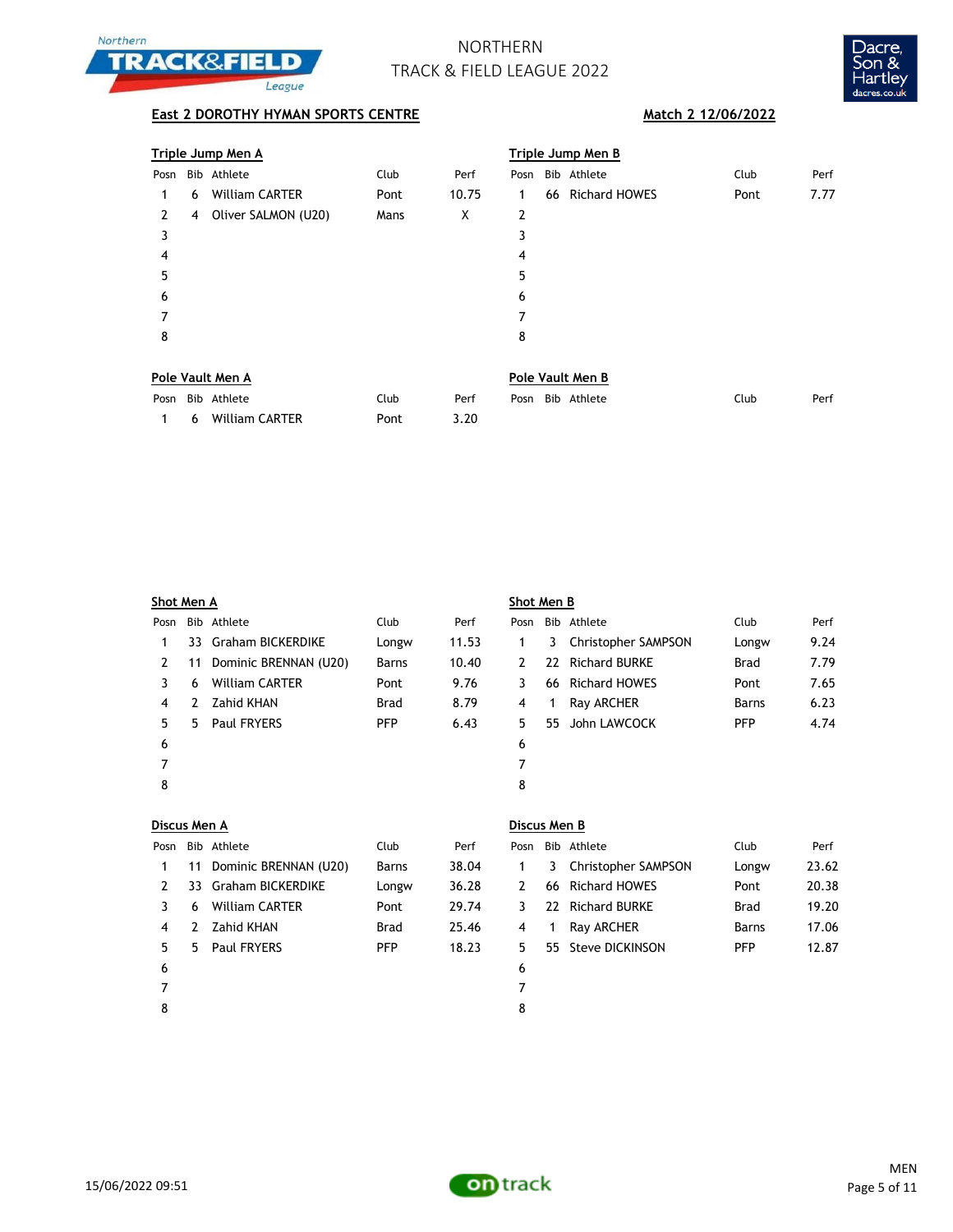# NORTHERN TRACK & FIELD LEAGUE 2022

**East 2 DOROTHY HYMAN SPORTS CENTRE** — **Match 2 12/06/2022**

### Triple Jump Men A

| Posn | Bib | Athlete | Club | Perf |
|---|---|---|---|---|
| 1 | 6 | William CARTER | Pont | 10.75 |
| 2 | 4 | Oliver SALMON (U20) | Mans | X |
| 3 | | | | |
| 4 | | | | |
| 5 | | | | |
| 6 | | | | |
| 7 | | | | |
| 8 | | | | |

### Triple Jump Men B

| Posn | Bib | Athlete | Club | Perf |
|---|---|---|---|---|
| 1 | 66 | Richard HOWES | Pont | 7.77 |
| 2 | | | | |
| 3 | | | | |
| 4 | | | | |
| 5 | | | | |
| 6 | | | | |
| 7 | | | | |
| 8 | | | | |

### Pole Vault Men A

| Posn | Bib | Athlete | Club | Perf |
|---|---|---|---|---|
| 1 | 6 | William CARTER | Pont | 3.20 |

### Pole Vault Men B

| Posn | Bib | Athlete | Club | Perf |
|---|---|---|---|---|

### Shot Men A

| Posn | Bib | Athlete | Club | Perf |
|---|---|---|---|---|
| 1 | 33 | Graham BICKERDIKE | Longw | 11.53 |
| 2 | 11 | Dominic BRENNAN (U20) | Barns | 10.40 |
| 3 | 6 | William CARTER | Pont | 9.76 |
| 4 | 2 | Zahid KHAN | Brad | 8.79 |
| 5 | 5 | Paul FRYERS | PFP | 6.43 |
| 6 | | | | |
| 7 | | | | |
| 8 | | | | |

### Shot Men B

| Posn | Bib | Athlete | Club | Perf |
|---|---|---|---|---|
| 1 | 3 | Christopher SAMPSON | Longw | 9.24 |
| 2 | 22 | Richard BURKE | Brad | 7.79 |
| 3 | 66 | Richard HOWES | Pont | 7.65 |
| 4 | 1 | Ray ARCHER | Barns | 6.23 |
| 5 | 55 | John LAWCOCK | PFP | 4.74 |
| 6 | | | | |
| 7 | | | | |
| 8 | | | | |

### Discus Men A

| Posn | Bib | Athlete | Club | Perf |
|---|---|---|---|---|
| 1 | 11 | Dominic BRENNAN (U20) | Barns | 38.04 |
| 2 | 33 | Graham BICKERDIKE | Longw | 36.28 |
| 3 | 6 | William CARTER | Pont | 29.74 |
| 4 | 2 | Zahid KHAN | Brad | 25.46 |
| 5 | 5 | Paul FRYERS | PFP | 18.23 |
| 6 | | | | |
| 7 | | | | |
| 8 | | | | |

### Discus Men B

| Posn | Bib | Athlete | Club | Perf |
|---|---|---|---|---|
| 1 | 3 | Christopher SAMPSON | Longw | 23.62 |
| 2 | 66 | Richard HOWES | Pont | 20.38 |
| 3 | 22 | Richard BURKE | Brad | 19.20 |
| 4 | 1 | Ray ARCHER | Barns | 17.06 |
| 5 | 55 | Steve DICKINSON | PFP | 12.87 |
| 6 | | | | |
| 7 | | | | |
| 8 | | | | |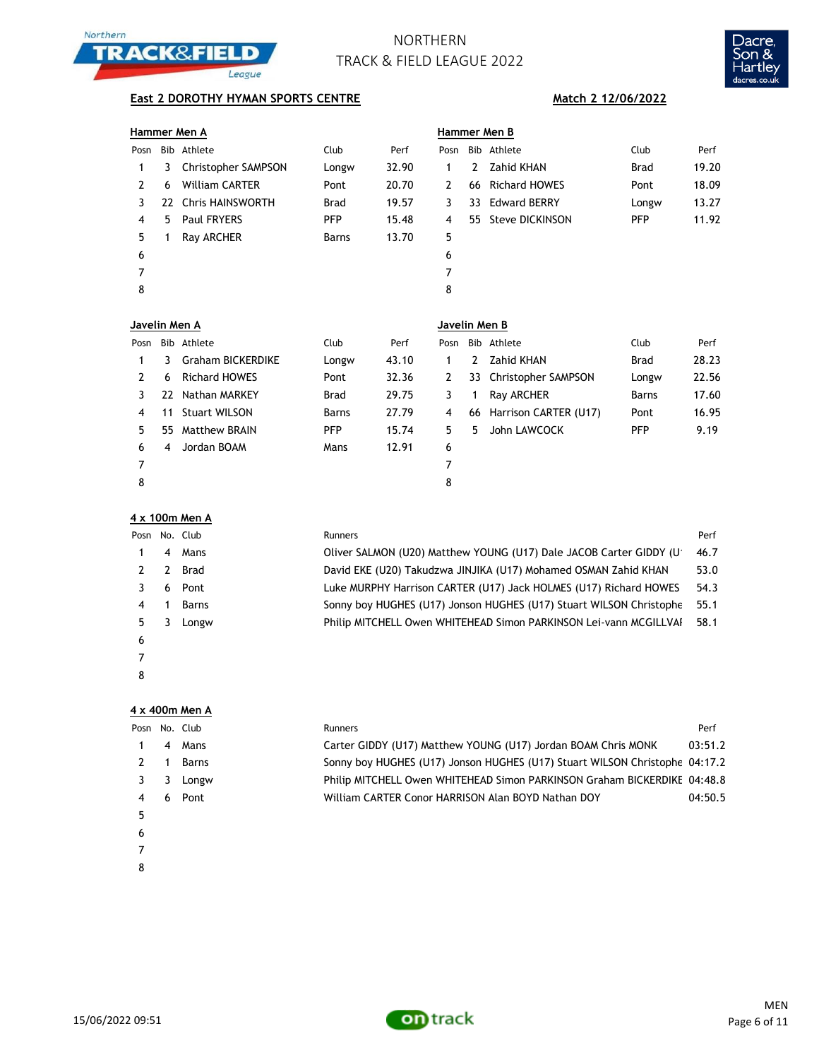# NORTHERN TRACK & FIELD LEAGUE 2022

**East 2 DOROTHY HYMAN SPORTS CENTRE** — **Match 2 12/06/2022**

## Hammer Men A

| Posn | Bib | Athlete | Club | Perf |
|---|---|---|---|---|
| 1 | 3 | Christopher SAMPSON | Longw | 32.90 |
| 2 | 6 | William CARTER | Pont | 20.70 |
| 3 | 22 | Chris HAINSWORTH | Brad | 19.57 |
| 4 | 5 | Paul FRYERS | PFP | 15.48 |
| 5 | 1 | Ray ARCHER | Barns | 13.70 |
| 6 | | | | |
| 7 | | | | |
| 8 | | | | |

## Hammer Men B

| Posn | Bib | Athlete | Club | Perf |
|---|---|---|---|---|
| 1 | 2 | Zahid KHAN | Brad | 19.20 |
| 2 | 66 | Richard HOWES | Pont | 18.09 |
| 3 | 33 | Edward BERRY | Longw | 13.27 |
| 4 | 55 | Steve DICKINSON | PFP | 11.92 |
| 5 | | | | |
| 6 | | | | |
| 7 | | | | |
| 8 | | | | |

## Javelin Men A

| Posn | Bib | Athlete | Club | Perf |
|---|---|---|---|---|
| 1 | 3 | Graham BICKERDIKE | Longw | 43.10 |
| 2 | 6 | Richard HOWES | Pont | 32.36 |
| 3 | 22 | Nathan MARKEY | Brad | 29.75 |
| 4 | 11 | Stuart WILSON | Barns | 27.79 |
| 5 | 55 | Matthew BRAIN | PFP | 15.74 |
| 6 | 4 | Jordan BOAM | Mans | 12.91 |
| 7 | | | | |
| 8 | | | | |

## Javelin Men B

| Posn | Bib | Athlete | Club | Perf |
|---|---|---|---|---|
| 1 | 2 | Zahid KHAN | Brad | 28.23 |
| 2 | 33 | Christopher SAMPSON | Longw | 22.56 |
| 3 | 1 | Ray ARCHER | Barns | 17.60 |
| 4 | 66 | Harrison CARTER (U17) | Pont | 16.95 |
| 5 | 5 | John LAWCOCK | PFP | 9.19 |
| 6 | | | | |
| 7 | | | | |
| 8 | | | | |

## 4 x 100m Men A

| Posn | No. | Club | Runners | Perf |
|---|---|---|---|---|
| 1 | 4 | Mans | Oliver SALMON (U20) Matthew YOUNG (U17) Dale JACOB Carter GIDDY (U | 46.7 |
| 2 | 2 | Brad | David EKE (U20) Takudzwa JINJIKA (U17) Mohamed OSMAN Zahid KHAN | 53.0 |
| 3 | 6 | Pont | Luke MURPHY Harrison CARTER (U17) Jack HOLMES (U17) Richard HOWES | 54.3 |
| 4 | 1 | Barns | Sonny boy HUGHES (U17) Jonson HUGHES (U17) Stuart WILSON Christophe | 55.1 |
| 5 | 3 | Longw | Philip MITCHELL Owen WHITEHEAD Simon PARKINSON Lei-vann MCGILLVAI | 58.1 |
| 6 | | | | |
| 7 | | | | |
| 8 | | | | |

## 4 x 400m Men A

| Posn | No. | Club | Runners | Perf |
|---|---|---|---|---|
| 1 | 4 | Mans | Carter GIDDY (U17) Matthew YOUNG (U17) Jordan BOAM Chris MONK | 03:51.2 |
| 2 | 1 | Barns | Sonny boy HUGHES (U17) Jonson HUGHES (U17) Stuart WILSON Christophe | 04:17.2 |
| 3 | 3 | Longw | Philip MITCHELL Owen WHITEHEAD Simon PARKINSON Graham BICKERDIKE | 04:48.8 |
| 4 | 6 | Pont | William CARTER Conor HARRISON Alan BOYD Nathan DOY | 04:50.5 |
| 5 | | | | |
| 6 | | | | |
| 7 | | | | |
| 8 | | | | |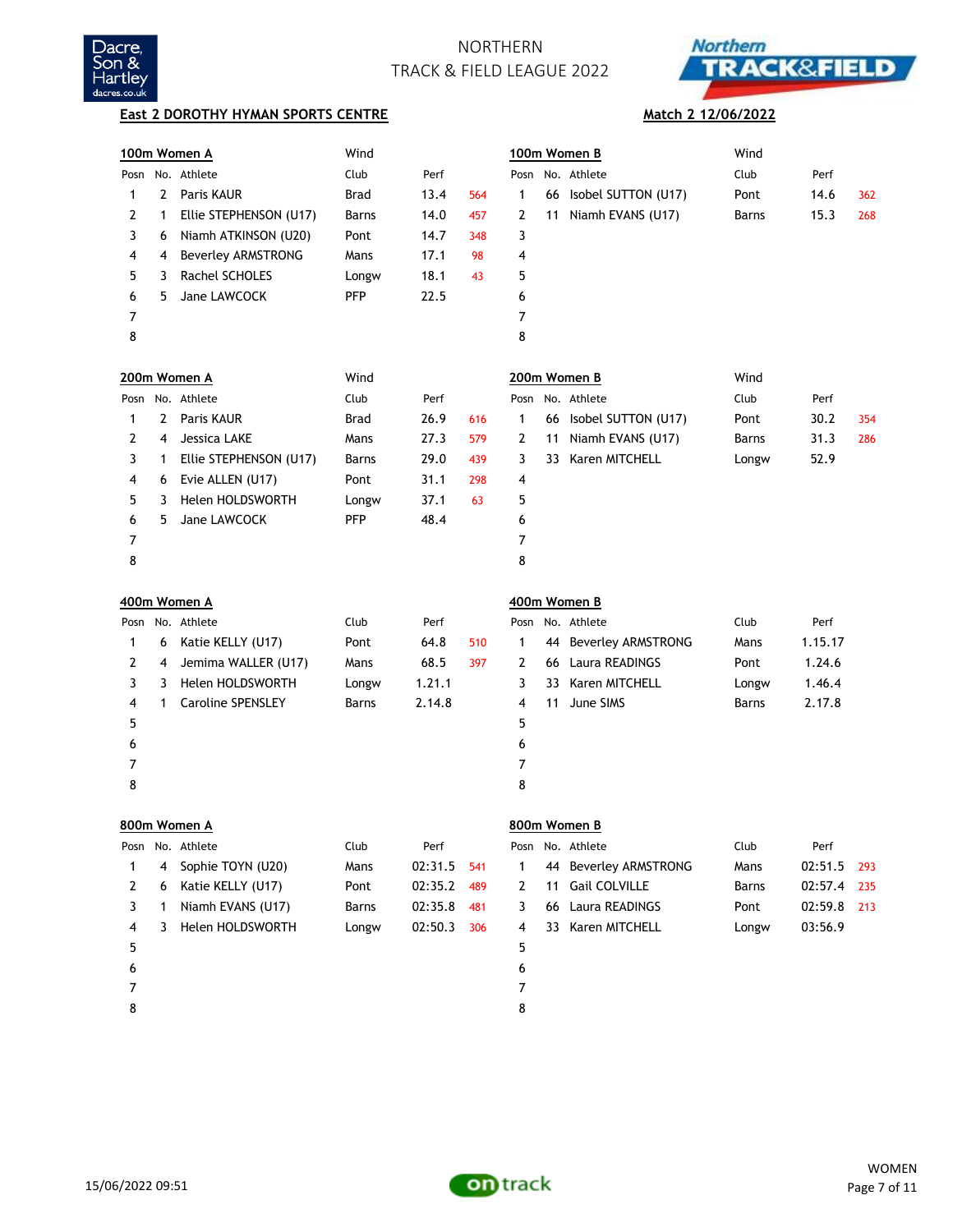# NORTHERN TRACK & FIELD LEAGUE 2022

**East 2 DOROTHY HYMAN SPORTS CENTRE** — **Match 2 12/06/2022**

### 100m Women A

Wind

| Posn | No. | Athlete | Club | Perf | |
|---|---|---|---|---|---|
| 1 | 2 | Paris KAUR | Brad | 13.4 | 564 |
| 2 | 1 | Ellie STEPHENSON (U17) | Barns | 14.0 | 457 |
| 3 | 6 | Niamh ATKINSON (U20) | Pont | 14.7 | 348 |
| 4 | 4 | Beverley ARMSTRONG | Mans | 17.1 | 98 |
| 5 | 3 | Rachel SCHOLES | Longw | 18.1 | 43 |
| 6 | 5 | Jane LAWCOCK | PFP | 22.5 | |
| 7 | | | | | |
| 8 | | | | | |

### 100m Women B

Wind

| Posn | No. | Athlete | Club | Perf | |
|---|---|---|---|---|---|
| 1 | 66 | Isobel SUTTON (U17) | Pont | 14.6 | 362 |
| 2 | 11 | Niamh EVANS (U17) | Barns | 15.3 | 268 |
| 3 | | | | | |
| 4 | | | | | |
| 5 | | | | | |
| 6 | | | | | |
| 7 | | | | | |
| 8 | | | | | |

### 200m Women A

Wind

| Posn | No. | Athlete | Club | Perf | |
|---|---|---|---|---|---|
| 1 | 2 | Paris KAUR | Brad | 26.9 | 616 |
| 2 | 4 | Jessica LAKE | Mans | 27.3 | 579 |
| 3 | 1 | Ellie STEPHENSON (U17) | Barns | 29.0 | 439 |
| 4 | 6 | Evie ALLEN (U17) | Pont | 31.1 | 298 |
| 5 | 3 | Helen HOLDSWORTH | Longw | 37.1 | 63 |
| 6 | 5 | Jane LAWCOCK | PFP | 48.4 | |
| 7 | | | | | |
| 8 | | | | | |

### 200m Women B

Wind

| Posn | No. | Athlete | Club | Perf | |
|---|---|---|---|---|---|
| 1 | 66 | Isobel SUTTON (U17) | Pont | 30.2 | 354 |
| 2 | 11 | Niamh EVANS (U17) | Barns | 31.3 | 286 |
| 3 | 33 | Karen MITCHELL | Longw | 52.9 | |
| 4 | | | | | |
| 5 | | | | | |
| 6 | | | | | |
| 7 | | | | | |
| 8 | | | | | |

### 400m Women A

| Posn | No. | Athlete | Club | Perf | |
|---|---|---|---|---|---|
| 1 | 6 | Katie KELLY (U17) | Pont | 64.8 | 510 |
| 2 | 4 | Jemima WALLER (U17) | Mans | 68.5 | 397 |
| 3 | 3 | Helen HOLDSWORTH | Longw | 1.21.1 | |
| 4 | 1 | Caroline SPENSLEY | Barns | 2.14.8 | |
| 5 | | | | | |
| 6 | | | | | |
| 7 | | | | | |
| 8 | | | | | |

### 400m Women B

| Posn | No. | Athlete | Club | Perf | |
|---|---|---|---|---|---|
| 1 | 44 | Beverley ARMSTRONG | Mans | 1.15.17 | |
| 2 | 66 | Laura READINGS | Pont | 1.24.6 | |
| 3 | 33 | Karen MITCHELL | Longw | 1.46.4 | |
| 4 | 11 | June SIMS | Barns | 2.17.8 | |
| 5 | | | | | |
| 6 | | | | | |
| 7 | | | | | |
| 8 | | | | | |

### 800m Women A

| Posn | No. | Athlete | Club | Perf | |
|---|---|---|---|---|---|
| 1 | 4 | Sophie TOYN (U20) | Mans | 02:31.5 | 541 |
| 2 | 6 | Katie KELLY (U17) | Pont | 02:35.2 | 489 |
| 3 | 1 | Niamh EVANS (U17) | Barns | 02:35.8 | 481 |
| 4 | 3 | Helen HOLDSWORTH | Longw | 02:50.3 | 306 |
| 5 | | | | | |
| 6 | | | | | |
| 7 | | | | | |
| 8 | | | | | |

### 800m Women B

| Posn | No. | Athlete | Club | Perf | |
|---|---|---|---|---|---|
| 1 | 44 | Beverley ARMSTRONG | Mans | 02:51.5 | 293 |
| 2 | 11 | Gail COLVILLE | Barns | 02:57.4 | 235 |
| 3 | 66 | Laura READINGS | Pont | 02:59.8 | 213 |
| 4 | 33 | Karen MITCHELL | Longw | 03:56.9 | |
| 5 | | | | | |
| 6 | | | | | |
| 7 | | | | | |
| 8 | | | | | |

15/06/2022 09:51 — WOMEN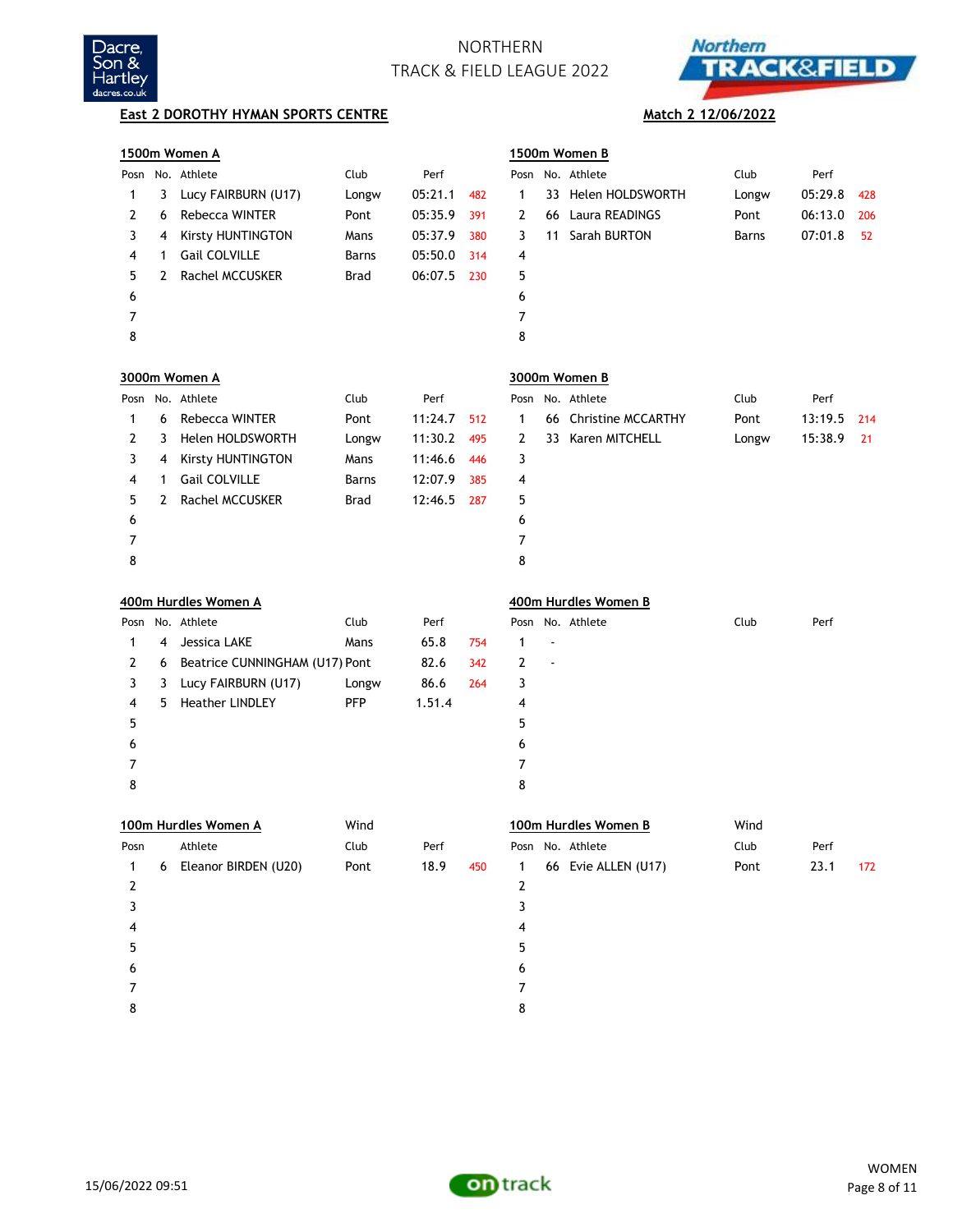# NORTHERN TRACK & FIELD LEAGUE 2022

**East 2 DOROTHY HYMAN SPORTS CENTRE** — **Match 2 12/06/2022**

## 1500m Women A

| Posn | No. | Athlete | Club | Perf | |
|---|---|---|---|---|---|
| 1 | 3 | Lucy FAIRBURN (U17) | Longw | 05:21.1 | 482 |
| 2 | 6 | Rebecca WINTER | Pont | 05:35.9 | 391 |
| 3 | 4 | Kirsty HUNTINGTON | Mans | 05:37.9 | 380 |
| 4 | 1 | Gail COLVILLE | Barns | 05:50.0 | 314 |
| 5 | 2 | Rachel MCCUSKER | Brad | 06:07.5 | 230 |
| 6 | | | | | |
| 7 | | | | | |
| 8 | | | | | |

## 1500m Women B

| Posn | No. | Athlete | Club | Perf | |
|---|---|---|---|---|---|
| 1 | 33 | Helen HOLDSWORTH | Longw | 05:29.8 | 428 |
| 2 | 66 | Laura READINGS | Pont | 06:13.0 | 206 |
| 3 | 11 | Sarah BURTON | Barns | 07:01.8 | 52 |
| 4 | | | | | |
| 5 | | | | | |
| 6 | | | | | |
| 7 | | | | | |
| 8 | | | | | |

## 3000m Women A

| Posn | No. | Athlete | Club | Perf | |
|---|---|---|---|---|---|
| 1 | 6 | Rebecca WINTER | Pont | 11:24.7 | 512 |
| 2 | 3 | Helen HOLDSWORTH | Longw | 11:30.2 | 495 |
| 3 | 4 | Kirsty HUNTINGTON | Mans | 11:46.6 | 446 |
| 4 | 1 | Gail COLVILLE | Barns | 12:07.9 | 385 |
| 5 | 2 | Rachel MCCUSKER | Brad | 12:46.5 | 287 |
| 6 | | | | | |
| 7 | | | | | |
| 8 | | | | | |

## 3000m Women B

| Posn | No. | Athlete | Club | Perf | |
|---|---|---|---|---|---|
| 1 | 66 | Christine MCCARTHY | Pont | 13:19.5 | 214 |
| 2 | 33 | Karen MITCHELL | Longw | 15:38.9 | 21 |
| 3 | | | | | |
| 4 | | | | | |
| 5 | | | | | |
| 6 | | | | | |
| 7 | | | | | |
| 8 | | | | | |

## 400m Hurdles Women A

| Posn | No. | Athlete | Club | Perf | |
|---|---|---|---|---|---|
| 1 | 4 | Jessica LAKE | Mans | 65.8 | 754 |
| 2 | 6 | Beatrice CUNNINGHAM (U17) | Pont | 82.6 | 342 |
| 3 | 3 | Lucy FAIRBURN (U17) | Longw | 86.6 | 264 |
| 4 | 5 | Heather LINDLEY | PFP | 1.51.4 | |
| 5 | | | | | |
| 6 | | | | | |
| 7 | | | | | |
| 8 | | | | | |

## 400m Hurdles Women B

| Posn | No. | Athlete | Club | Perf | |
|---|---|---|---|---|---|
| 1 | - | | | | |
| 2 | - | | | | |
| 3 | | | | | |
| 4 | | | | | |
| 5 | | | | | |
| 6 | | | | | |
| 7 | | | | | |
| 8 | | | | | |

## 100m Hurdles Women A

Wind

| Posn | No. | Athlete | Club | Perf | |
|---|---|---|---|---|---|
| 1 | 6 | Eleanor BIRDEN (U20) | Pont | 18.9 | 450 |
| 2 | | | | | |
| 3 | | | | | |
| 4 | | | | | |
| 5 | | | | | |
| 6 | | | | | |
| 7 | | | | | |
| 8 | | | | | |

## 100m Hurdles Women B

Wind

| Posn | No. | Athlete | Club | Perf | |
|---|---|---|---|---|---|
| 1 | 66 | Evie ALLEN (U17) | Pont | 23.1 | 172 |
| 2 | | | | | |
| 3 | | | | | |
| 4 | | | | | |
| 5 | | | | | |
| 6 | | | | | |
| 7 | | | | | |
| 8 | | | | | |

15/06/2022 09:51

WOMEN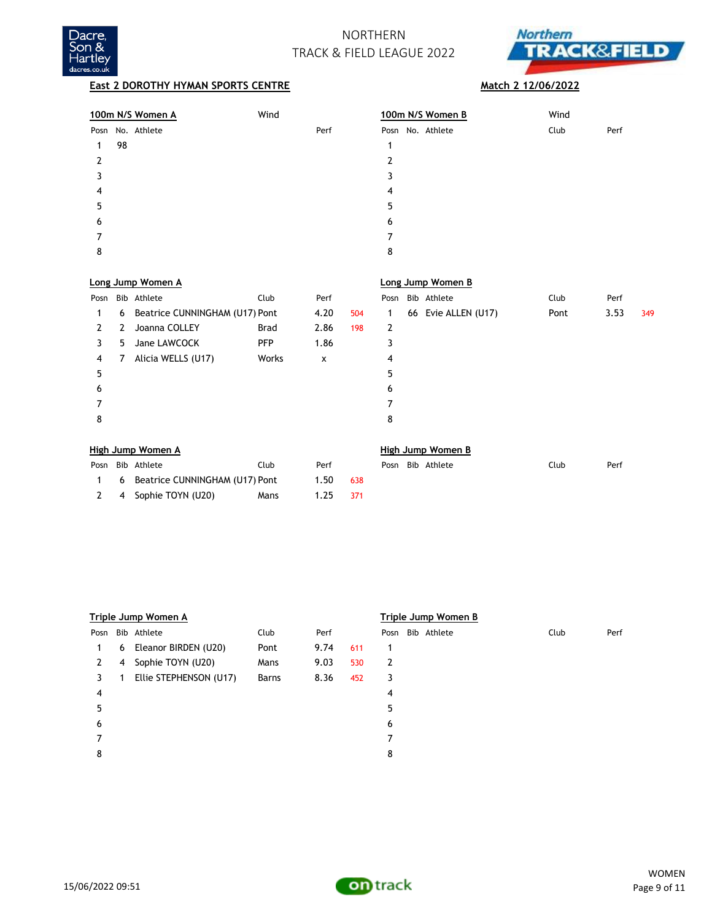NORTHERN
TRACK & FIELD LEAGUE 2022

**East 2 DOROTHY HYMAN SPORTS CENTRE** **Match 2 12/06/2022**

### 100m N/S Women A

Wind

| Posn | No. | Athlete | Perf |
|---|---|---|---|
| 1 | 98 | | |
| 2 | | | |
| 3 | | | |
| 4 | | | |
| 5 | | | |
| 6 | | | |
| 7 | | | |
| 8 | | | |

### 100m N/S Women B

Wind

| Posn | No. | Athlete | Club | Perf |
|---|---|---|---|---|
| 1 | | | | |
| 2 | | | | |
| 3 | | | | |
| 4 | | | | |
| 5 | | | | |
| 6 | | | | |
| 7 | | | | |
| 8 | | | | |

### Long Jump Women A

| Posn | Bib | Athlete | Club | Perf | |
|---|---|---|---|---|---|
| 1 | 6 | Beatrice CUNNINGHAM (U17) | Pont | 4.20 | 504 |
| 2 | 2 | Joanna COLLEY | Brad | 2.86 | 198 |
| 3 | 5 | Jane LAWCOCK | PFP | 1.86 | |
| 4 | 7 | Alicia WELLS (U17) | Works | x | |
| 5 | | | | | |
| 6 | | | | | |
| 7 | | | | | |
| 8 | | | | | |

### Long Jump Women B

| Posn | Bib | Athlete | Club | Perf | |
|---|---|---|---|---|---|
| 1 | 66 | Evie ALLEN (U17) | Pont | 3.53 | 349 |
| 2 | | | | | |
| 3 | | | | | |
| 4 | | | | | |
| 5 | | | | | |
| 6 | | | | | |
| 7 | | | | | |
| 8 | | | | | |

### High Jump Women A

| Posn | Bib | Athlete | Club | Perf | |
|---|---|---|---|---|---|
| 1 | 6 | Beatrice CUNNINGHAM (U17) | Pont | 1.50 | 638 |
| 2 | 4 | Sophie TOYN (U20) | Mans | 1.25 | 371 |

### High Jump Women B

| Posn | Bib | Athlete | Club | Perf |
|---|---|---|---|---|

### Triple Jump Women A

| Posn | Bib | Athlete | Club | Perf | |
|---|---|---|---|---|---|
| 1 | 6 | Eleanor BIRDEN (U20) | Pont | 9.74 | 611 |
| 2 | 4 | Sophie TOYN (U20) | Mans | 9.03 | 530 |
| 3 | 1 | Ellie STEPHENSON (U17) | Barns | 8.36 | 452 |
| 4 | | | | | |
| 5 | | | | | |
| 6 | | | | | |
| 7 | | | | | |
| 8 | | | | | |

### Triple Jump Women B

| Posn | Bib | Athlete | Club | Perf |
|---|---|---|---|---|
| 1 | | | | |
| 2 | | | | |
| 3 | | | | |
| 4 | | | | |
| 5 | | | | |
| 6 | | | | |
| 7 | | | | |
| 8 | | | | |

15/06/2022 09:51

WOMEN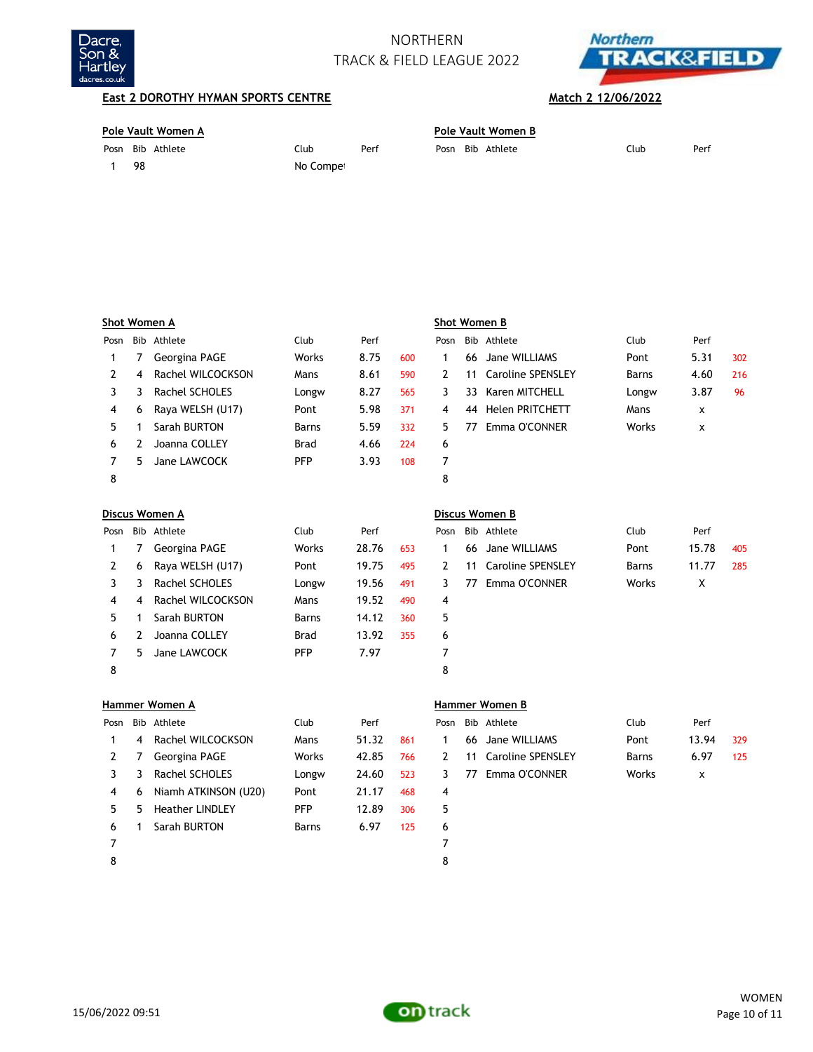# NORTHERN TRACK & FIELD LEAGUE 2022

**East 2 DOROTHY HYMAN SPORTS CENTRE** — **Match 2 12/06/2022**

### Pole Vault Women A

| Posn | Bib | Athlete | Club | Perf | |
|---|---|---|---|---|---|
| 1 | 98 | | No Compet | | |

### Pole Vault Women B

| Posn | Bib | Athlete | Club | Perf | |
|---|---|---|---|---|---|

### Shot Women A

| Posn | Bib | Athlete | Club | Perf | |
|---|---|---|---|---|---|
| 1 | 7 | Georgina PAGE | Works | 8.75 | 600 |
| 2 | 4 | Rachel WILCOCKSON | Mans | 8.61 | 590 |
| 3 | 3 | Rachel SCHOLES | Longw | 8.27 | 565 |
| 4 | 6 | Raya WELSH (U17) | Pont | 5.98 | 371 |
| 5 | 1 | Sarah BURTON | Barns | 5.59 | 332 |
| 6 | 2 | Joanna COLLEY | Brad | 4.66 | 224 |
| 7 | 5 | Jane LAWCOCK | PFP | 3.93 | 108 |
| 8 | | | | | |

### Shot Women B

| Posn | Bib | Athlete | Club | Perf | |
|---|---|---|---|---|---|
| 1 | 66 | Jane WILLIAMS | Pont | 5.31 | 302 |
| 2 | 11 | Caroline SPENSLEY | Barns | 4.60 | 216 |
| 3 | 33 | Karen MITCHELL | Longw | 3.87 | 96 |
| 4 | 44 | Helen PRITCHETT | Mans | x | |
| 5 | 77 | Emma O'CONNER | Works | x | |
| 6 | | | | | |
| 7 | | | | | |
| 8 | | | | | |

### Discus Women A

| Posn | Bib | Athlete | Club | Perf | |
|---|---|---|---|---|---|
| 1 | 7 | Georgina PAGE | Works | 28.76 | 653 |
| 2 | 6 | Raya WELSH (U17) | Pont | 19.75 | 495 |
| 3 | 3 | Rachel SCHOLES | Longw | 19.56 | 491 |
| 4 | 4 | Rachel WILCOCKSON | Mans | 19.52 | 490 |
| 5 | 1 | Sarah BURTON | Barns | 14.12 | 360 |
| 6 | 2 | Joanna COLLEY | Brad | 13.92 | 355 |
| 7 | 5 | Jane LAWCOCK | PFP | 7.97 | |
| 8 | | | | | |

### Discus Women B

| Posn | Bib | Athlete | Club | Perf | |
|---|---|---|---|---|---|
| 1 | 66 | Jane WILLIAMS | Pont | 15.78 | 405 |
| 2 | 11 | Caroline SPENSLEY | Barns | 11.77 | 285 |
| 3 | 77 | Emma O'CONNER | Works | X | |
| 4 | | | | | |
| 5 | | | | | |
| 6 | | | | | |
| 7 | | | | | |
| 8 | | | | | |

### Hammer Women A

| Posn | Bib | Athlete | Club | Perf | |
|---|---|---|---|---|---|
| 1 | 4 | Rachel WILCOCKSON | Mans | 51.32 | 861 |
| 2 | 7 | Georgina PAGE | Works | 42.85 | 766 |
| 3 | 3 | Rachel SCHOLES | Longw | 24.60 | 523 |
| 4 | 6 | Niamh ATKINSON (U20) | Pont | 21.17 | 468 |
| 5 | 5 | Heather LINDLEY | PFP | 12.89 | 306 |
| 6 | 1 | Sarah BURTON | Barns | 6.97 | 125 |
| 7 | | | | | |
| 8 | | | | | |

### Hammer Women B

| Posn | Bib | Athlete | Club | Perf | |
|---|---|---|---|---|---|
| 1 | 66 | Jane WILLIAMS | Pont | 13.94 | 329 |
| 2 | 11 | Caroline SPENSLEY | Barns | 6.97 | 125 |
| 3 | 77 | Emma O'CONNER | Works | x | |
| 4 | | | | | |
| 5 | | | | | |
| 6 | | | | | |
| 7 | | | | | |
| 8 | | | | | |

15/06/2022 09:51 — WOMEN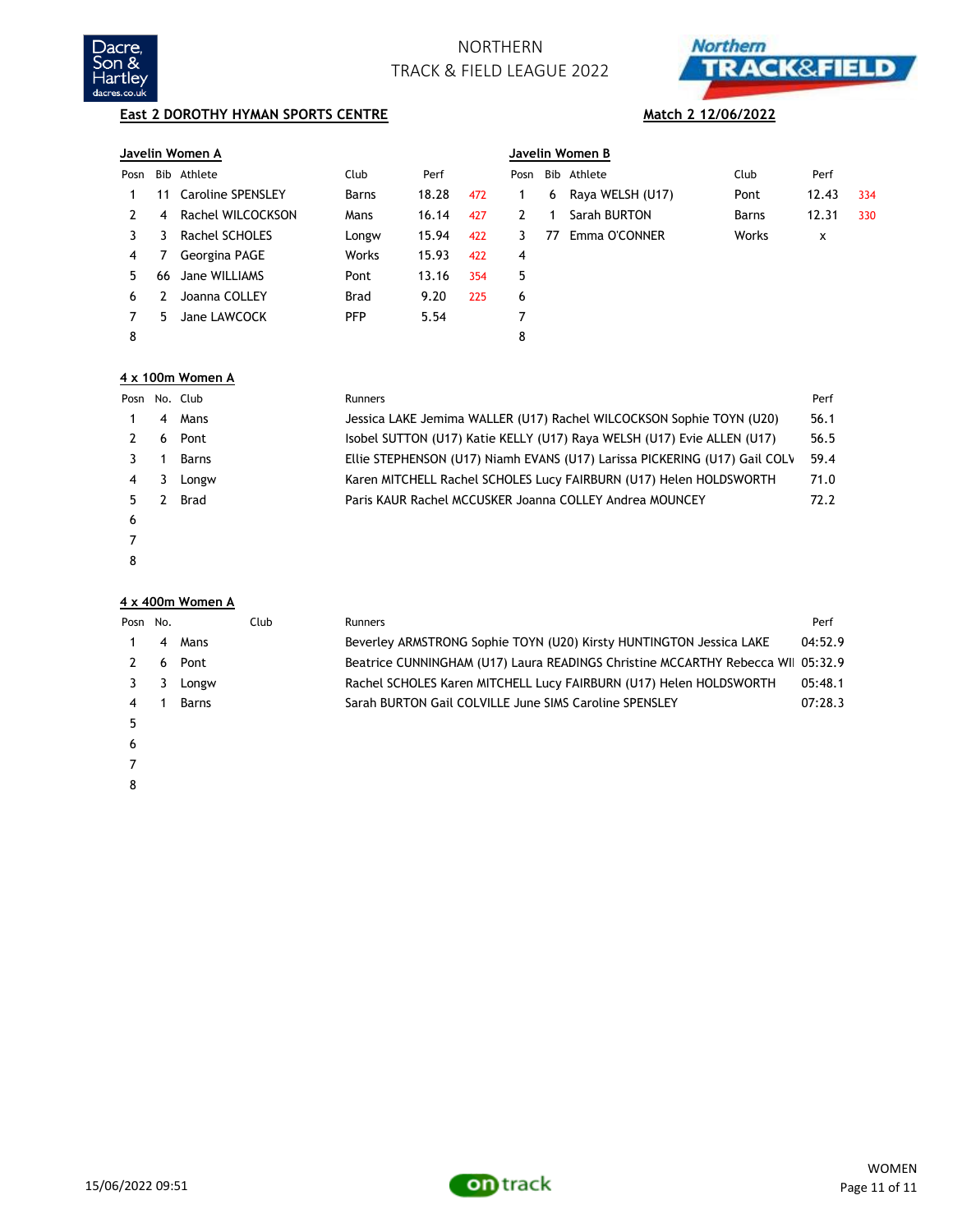NORTHERN
TRACK & FIELD LEAGUE 2022

**East 2 DOROTHY HYMAN SPORTS CENTRE** **Match 2 12/06/2022**

**Javelin Women A**

| Posn | Bib | Athlete | Club | Perf | |
|---|---|---|---|---|---|
| 1 | 11 | Caroline SPENSLEY | Barns | 18.28 | 472 |
| 2 | 4 | Rachel WILCOCKSON | Mans | 16.14 | 427 |
| 3 | 3 | Rachel SCHOLES | Longw | 15.94 | 422 |
| 4 | 7 | Georgina PAGE | Works | 15.93 | 422 |
| 5 | 66 | Jane WILLIAMS | Pont | 13.16 | 354 |
| 6 | 2 | Joanna COLLEY | Brad | 9.20 | 225 |
| 7 | 5 | Jane LAWCOCK | PFP | 5.54 | |
| 8 | | | | | |

**Javelin Women B**

| Posn | Bib | Athlete | Club | Perf | |
|---|---|---|---|---|---|
| 1 | 6 | Raya WELSH (U17) | Pont | 12.43 | 334 |
| 2 | 1 | Sarah BURTON | Barns | 12.31 | 330 |
| 3 | 77 | Emma O'CONNER | Works | x | |
| 4 | | | | | |
| 5 | | | | | |
| 6 | | | | | |
| 7 | | | | | |
| 8 | | | | | |

**4 x 100m Women A**

| Posn | No. | Club | Runners | Perf |
|---|---|---|---|---|
| 1 | 4 | Mans | Jessica LAKE Jemima WALLER (U17) Rachel WILCOCKSON Sophie TOYN (U20) | 56.1 |
| 2 | 6 | Pont | Isobel SUTTON (U17) Katie KELLY (U17) Raya WELSH (U17) Evie ALLEN (U17) | 56.5 |
| 3 | 1 | Barns | Ellie STEPHENSON (U17) Niamh EVANS (U17) Larissa PICKERING (U17) Gail COLV | 59.4 |
| 4 | 3 | Longw | Karen MITCHELL Rachel SCHOLES Lucy FAIRBURN (U17) Helen HOLDSWORTH | 71.0 |
| 5 | 2 | Brad | Paris KAUR Rachel MCCUSKER Joanna COLLEY Andrea MOUNCEY | 72.2 |
| 6 | | | | |
| 7 | | | | |
| 8 | | | | |

**4 x 400m Women A**

| Posn | No. | Club | Runners | Perf |
|---|---|---|---|---|
| 1 | 4 | Mans | Beverley ARMSTRONG Sophie TOYN (U20) Kirsty HUNTINGTON Jessica LAKE | 04:52.9 |
| 2 | 6 | Pont | Beatrice CUNNINGHAM (U17) Laura READINGS Christine MCCARTHY Rebecca WII | 05:32.9 |
| 3 | 3 | Longw | Rachel SCHOLES Karen MITCHELL Lucy FAIRBURN (U17) Helen HOLDSWORTH | 05:48.1 |
| 4 | 1 | Barns | Sarah BURTON Gail COLVILLE June SIMS Caroline SPENSLEY | 07:28.3 |
| 5 | | | | |
| 6 | | | | |
| 7 | | | | |
| 8 | | | | |

15/06/2022 09:51

WOMEN